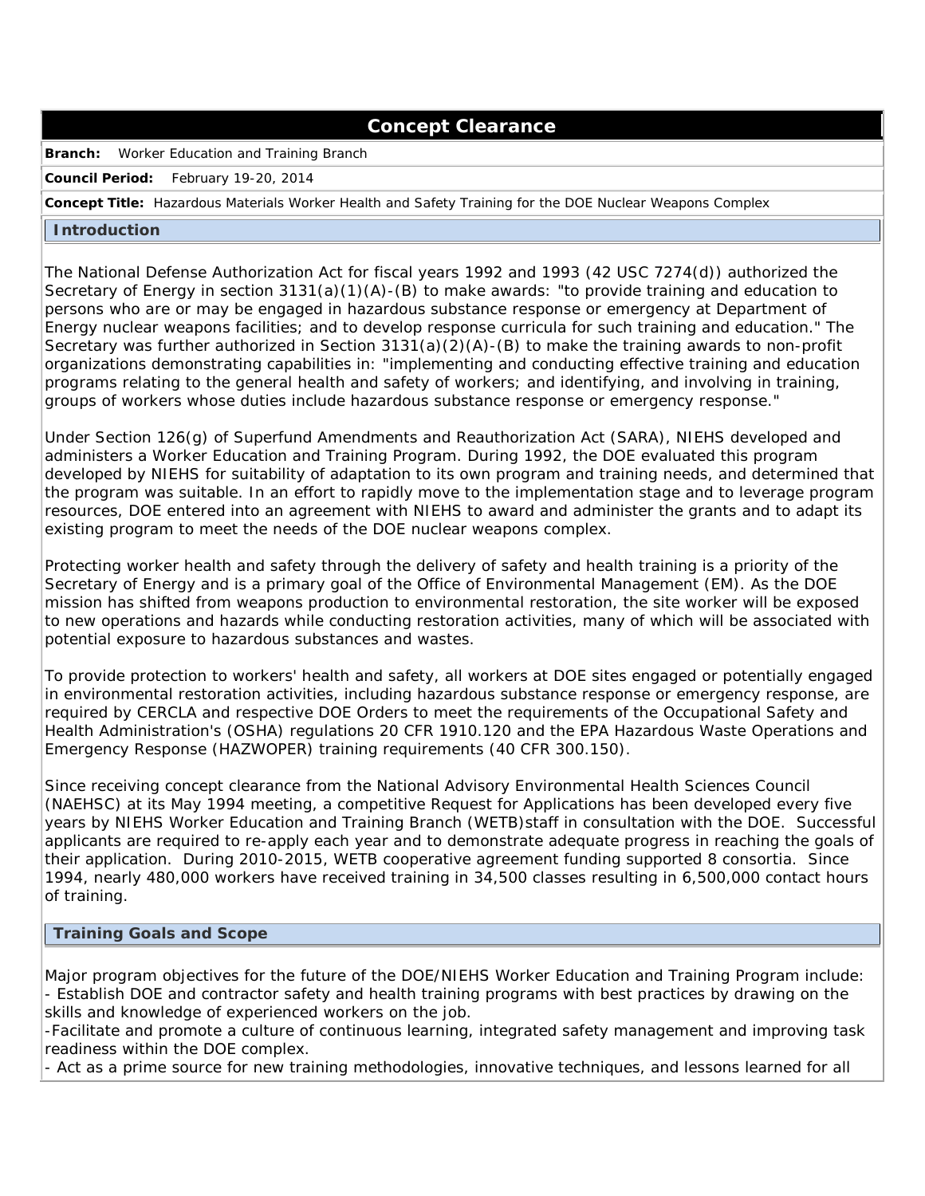# Concept Clearance

**Branch:** Worker Education and Training Branch

**Council Period:** February 19-20, 2014

**Concept Title:** Hazardous Materials Worker Health and Safety Training for the DOE Nuclear Weapons Complex

## Introduction

The National Defense Authorization Act for fiscal years 1992 and 1993 (42 USC 7274(d)) authorized the Secretary of Energy in section 3131(a)(1)(A)-(B) to make awards: "to provide training and education to persons who are or may be engaged in hazardous substance response or emergency at Department of Energy nuclear weapons facilities; and to develop response curricula for such training and education." The Secretary was further authorized in Section 3131(a)(2)(A)-(B) to make the training awards to non-profit organizations demonstrating capabilities in: "implementing and conducting effective training and education programs relating to the general health and safety of workers; and identifying, and involving in training, groups of workers whose duties include hazardous substance response or emergency response."

Under Section 126(g) of Superfund Amendments and Reauthorization Act (SARA), NIEHS developed and administers a Worker Education and Training Program. During 1992, the DOE evaluated this program developed by NIEHS for suitability of adaptation to its own program and training needs, and determined that the program was suitable. In an effort to rapidly move to the implementation stage and to leverage program resources, DOE entered into an agreement with NIEHS to award and administer the grants and to adapt its existing program to meet the needs of the DOE nuclear weapons complex.

Protecting worker health and safety through the delivery of safety and health training is a priority of the Secretary of Energy and is a primary goal of the Office of Environmental Management (EM). As the DOE mission has shifted from weapons production to environmental restoration, the site worker will be exposed to new operations and hazards while conducting restoration activities, many of which will be associated with potential exposure to hazardous substances and wastes.

To provide protection to workers' health and safety, all workers at DOE sites engaged or potentially engaged in environmental restoration activities, including hazardous substance response or emergency response, are required by CERCLA and respective DOE Orders to meet the requirements of the Occupational Safety and Health Administration's (OSHA) regulations 20 CFR 1910.120 and the EPA Hazardous Waste Operations and Emergency Response (HAZWOPER) training requirements (40 CFR 300.150).

Since receiving concept clearance from the National Advisory Environmental Health Sciences Council (NAEHSC) at its May 1994 meeting, a competitive Request for Applications has been developed every five years by NIEHS Worker Education and Training Branch (WETB)staff in consultation with the DOE. Successful applicants are required to re-apply each year and to demonstrate adequate progress in reaching the goals of their application. During 2010-2015, WETB cooperative agreement funding supported 8 consortia. Since 1994, nearly 480,000 workers have received training in 34,500 classes resulting in 6,500,000 contact hours of training.

## Training Goals and Scope

Major program objectives for the future of the DOE/NIEHS Worker Education and Training Program include:

- Establish DOE and contractor safety and health training programs with best practices by drawing on the skills and knowledge of experienced workers on the job.
- Facilitate and promote a culture of continuous learning, integrated safety management and improving task readiness within the DOE complex.
- Act as a prime source for new training methodologies, innovative techniques, and lessons learned for all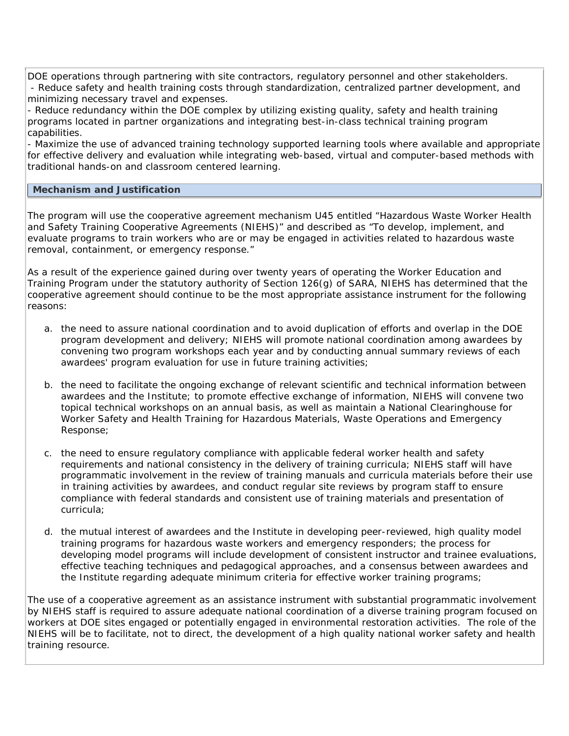DOE operations through partnering with site contractors, regulatory personnel and other stakeholders.

- Reduce safety and health training costs through standardization, centralized partner development, and minimizing necessary travel and expenses.
- Reduce redundancy within the DOE complex by utilizing existing quality, safety and health training programs located in partner organizations and integrating best-in-class technical training program capabilities.
- Maximize the use of advanced training technology supported learning tools where available and appropriate for effective delivery and evaluation while integrating web-based, virtual and computer-based methods with traditional hands-on and classroom centered learning.

## Mechanism and Justification

The program will use the cooperative agreement mechanism U45 entitled "Hazardous Waste Worker Health and Safety Training Cooperative Agreements (NIEHS)" and described as "To develop, implement, and evaluate programs to train workers who are or may be engaged in activities related to hazardous waste removal, containment, or emergency response."

As a result of the experience gained during over twenty years of operating the Worker Education and Training Program under the statutory authority of Section 126(g) of SARA, NIEHS has determined that the cooperative agreement should continue to be the most appropriate assistance instrument for the following reasons:

a. the need to assure national coordination and to avoid duplication of efforts and overlap in the DOE program development and delivery; NIEHS will promote national coordination among awardees by convening two program workshops each year and by conducting annual summary reviews of each awardees' program evaluation for use in future training activities;

b. the need to facilitate the ongoing exchange of relevant scientific and technical information between awardees and the Institute; to promote effective exchange of information, NIEHS will convene two topical technical workshops on an annual basis, as well as maintain a National Clearinghouse for Worker Safety and Health Training for Hazardous Materials, Waste Operations and Emergency Response;

c. the need to ensure regulatory compliance with applicable federal worker health and safety requirements and national consistency in the delivery of training curricula; NIEHS staff will have programmatic involvement in the review of training manuals and curricula materials before their use in training activities by awardees, and conduct regular site reviews by program staff to ensure compliance with federal standards and consistent use of training materials and presentation of curricula;

d. the mutual interest of awardees and the Institute in developing peer-reviewed, high quality model training programs for hazardous waste workers and emergency responders; the process for developing model programs will include development of consistent instructor and trainee evaluations, effective teaching techniques and pedagogical approaches, and a consensus between awardees and the Institute regarding adequate minimum criteria for effective worker training programs;

The use of a cooperative agreement as an assistance instrument with substantial programmatic involvement by NIEHS staff is required to assure adequate national coordination of a diverse training program focused on workers at DOE sites engaged or potentially engaged in environmental restoration activities. The role of the NIEHS will be to facilitate, not to direct, the development of a high quality national worker safety and health training resource.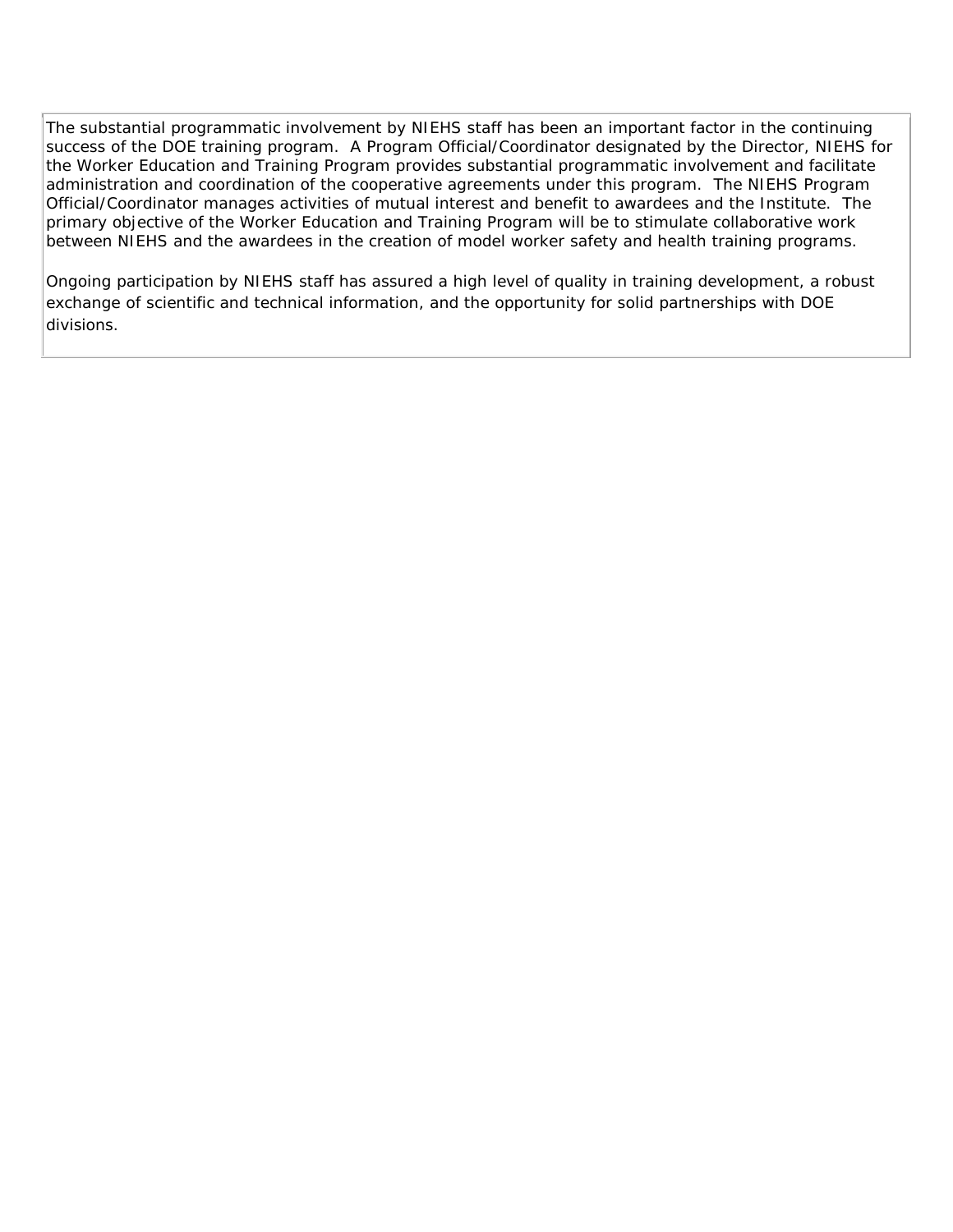The substantial programmatic involvement by NIEHS staff has been an important factor in the continuing success of the DOE training program. A Program Official/Coordinator designated by the Director, NIEHS for the Worker Education and Training Program provides substantial programmatic involvement and facilitate administration and coordination of the cooperative agreements under this program. The NIEHS Program Official/Coordinator manages activities of mutual interest and benefit to awardees and the Institute. The primary objective of the Worker Education and Training Program will be to stimulate collaborative work between NIEHS and the awardees in the creation of model worker safety and health training programs.

Ongoing participation by NIEHS staff has assured a high level of quality in training development, a robust exchange of scientific and technical information, and the opportunity for solid partnerships with DOE divisions.